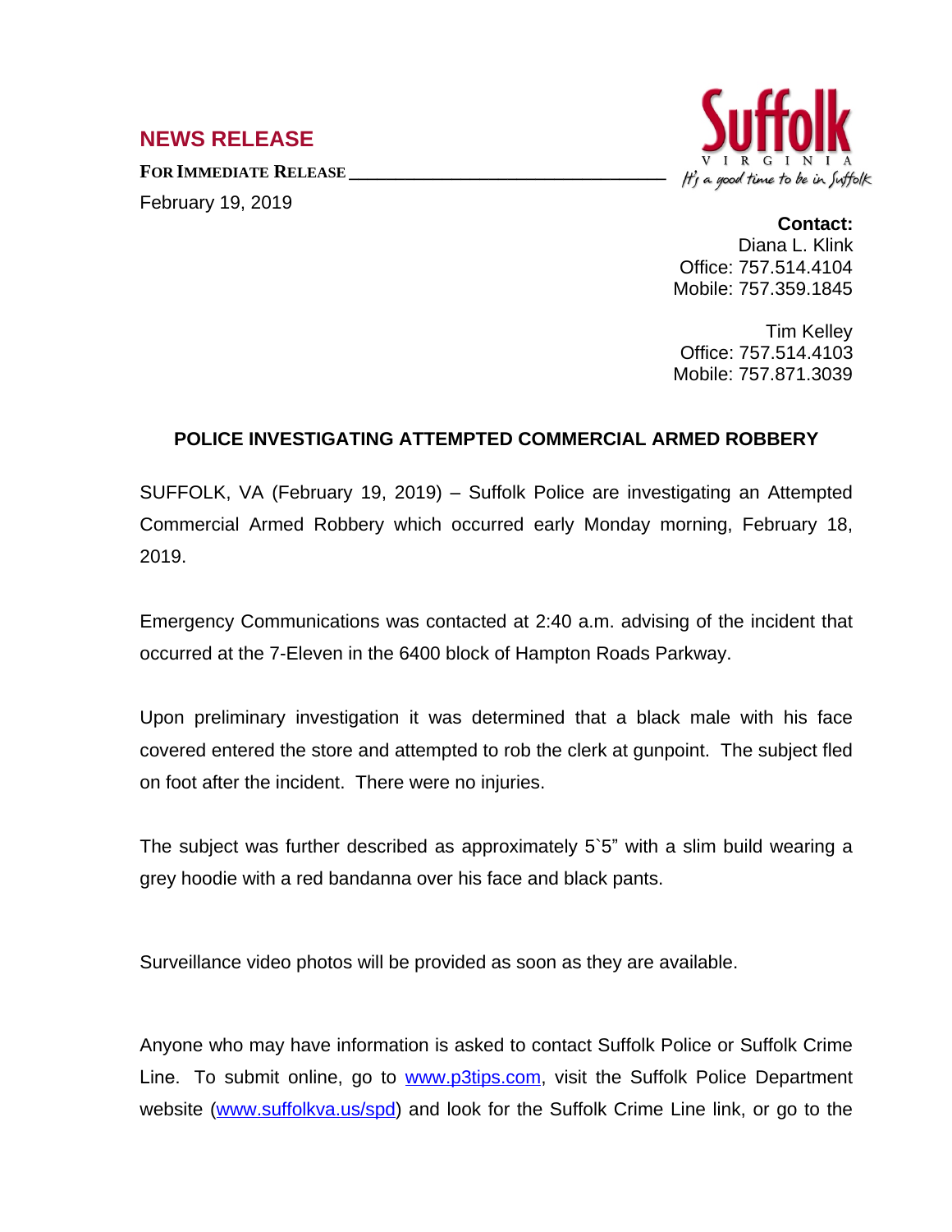## NEWS RELEASE

**FOR IMMEDIATE RELEASE**

February 19, 2019

Suffolk
VIRGINIA
It's a good time to be in Suffolk

**Contact:**
Diana L. Klink
Office: 757.514.4104
Mobile: 757.359.1845

Tim Kelley
Office: 757.514.4103
Mobile: 757.871.3039

### POLICE INVESTIGATING ATTEMPTED COMMERCIAL ARMED ROBBERY

SUFFOLK, VA (February 19, 2019) – Suffolk Police are investigating an Attempted Commercial Armed Robbery which occurred early Monday morning, February 18, 2019.

Emergency Communications was contacted at 2:40 a.m. advising of the incident that occurred at the 7-Eleven in the 6400 block of Hampton Roads Parkway.

Upon preliminary investigation it was determined that a black male with his face covered entered the store and attempted to rob the clerk at gunpoint. The subject fled on foot after the incident. There were no injuries.

The subject was further described as approximately 5`5" with a slim build wearing a grey hoodie with a red bandanna over his face and black pants.

Surveillance video photos will be provided as soon as they are available.

Anyone who may have information is asked to contact Suffolk Police or Suffolk Crime Line. To submit online, go to www.p3tips.com, visit the Suffolk Police Department website (www.suffolkva.us/spd) and look for the Suffolk Crime Line link, or go to the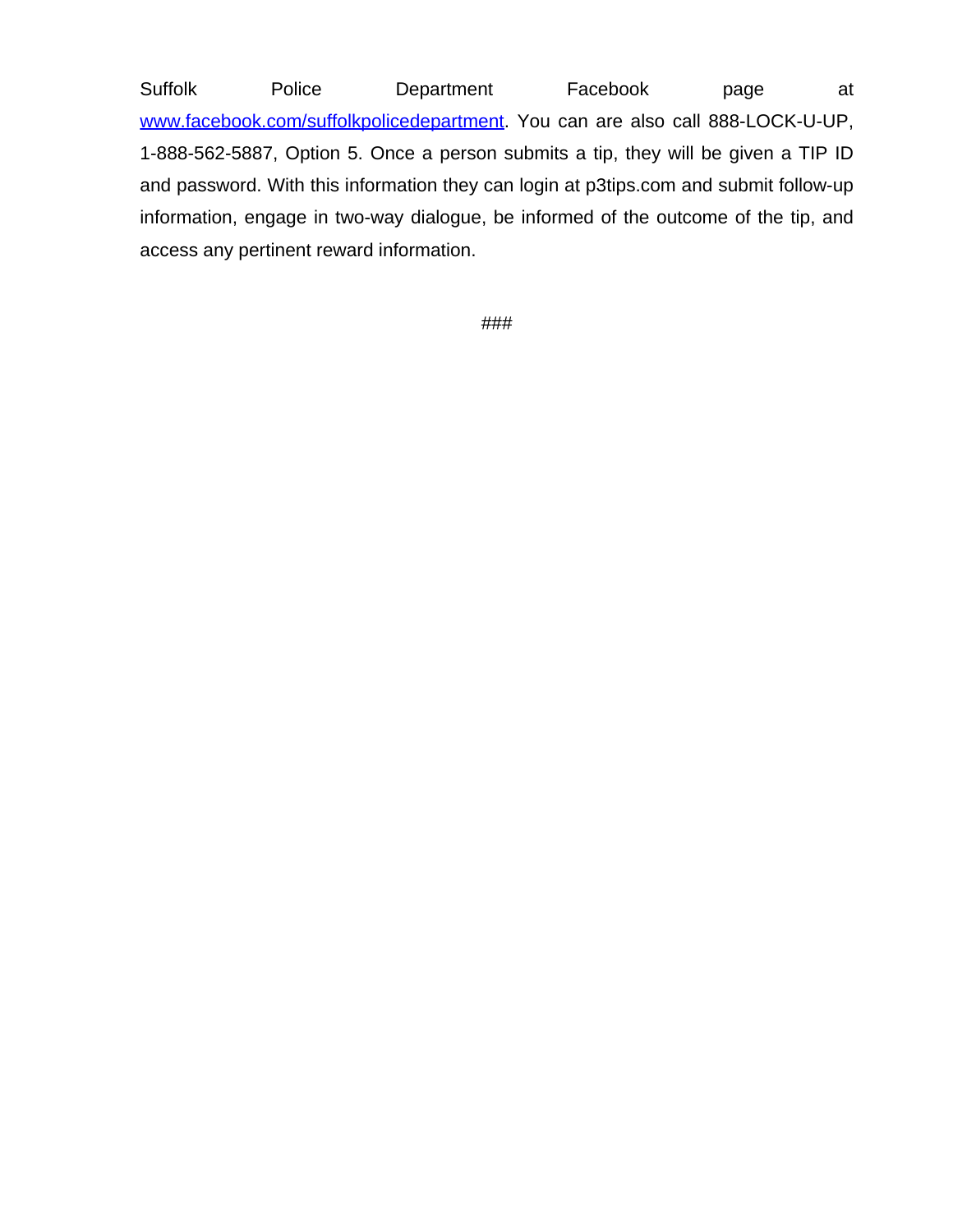Suffolk Police Department Facebook page at [www.facebook.com/suffolkpolicedepartment](http://www.facebook.com/suffolkpolicedepartment). You can are also call 888-LOCK-U-UP, 1-888-562-5887, Option 5. Once a person submits a tip, they will be given a TIP ID and password. With this information they can login at p3tips.com and submit follow-up information, engage in two-way dialogue, be informed of the outcome of the tip, and access any pertinent reward information.

###